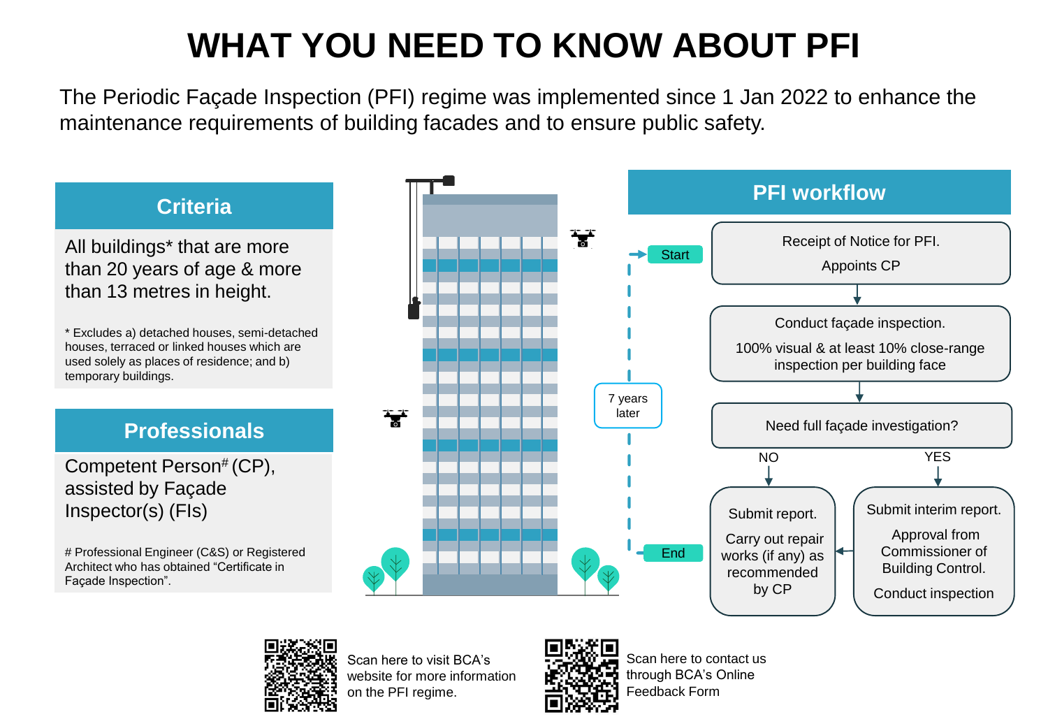# WHAT YOU NEED TO KNOW ABOUT PFI

The Periodic Façade Inspection (PFI) regime was implemented since 1 Jan 2022 to enhance the maintenance requirements of building facades and to ensure public safety.

## Criteria

All buildings* that are more than 20 years of age & more than 13 metres in height.

* Excludes a) detached houses, semi-detached houses, terraced or linked houses which are used solely as places of residence; and b) temporary buildings.

## Professionals

Competent Person# (CP), assisted by Façade Inspector(s) (FIs)

# Professional Engineer (C&S) or Registered Architect who has obtained "Certificate in Façade Inspection".

## PFI workflow

**Start**

1. Receipt of Notice for PFI. Appoints CP
2. Conduct façade inspection. 100% visual & at least 10% close-range inspection per building face
3. Need full façade investigation?
   - NO: Submit report. Carry out repair works (if any) as recommended by CP
   - YES: Submit interim report. Approval from Commissioner of Building Control. Conduct inspection → Submit report. Carry out repair works (if any) as recommended by CP

**End**

7 years later (Start again)

Scan here to visit BCA's website for more information on the PFI regime.

Scan here to contact us through BCA's Online Feedback Form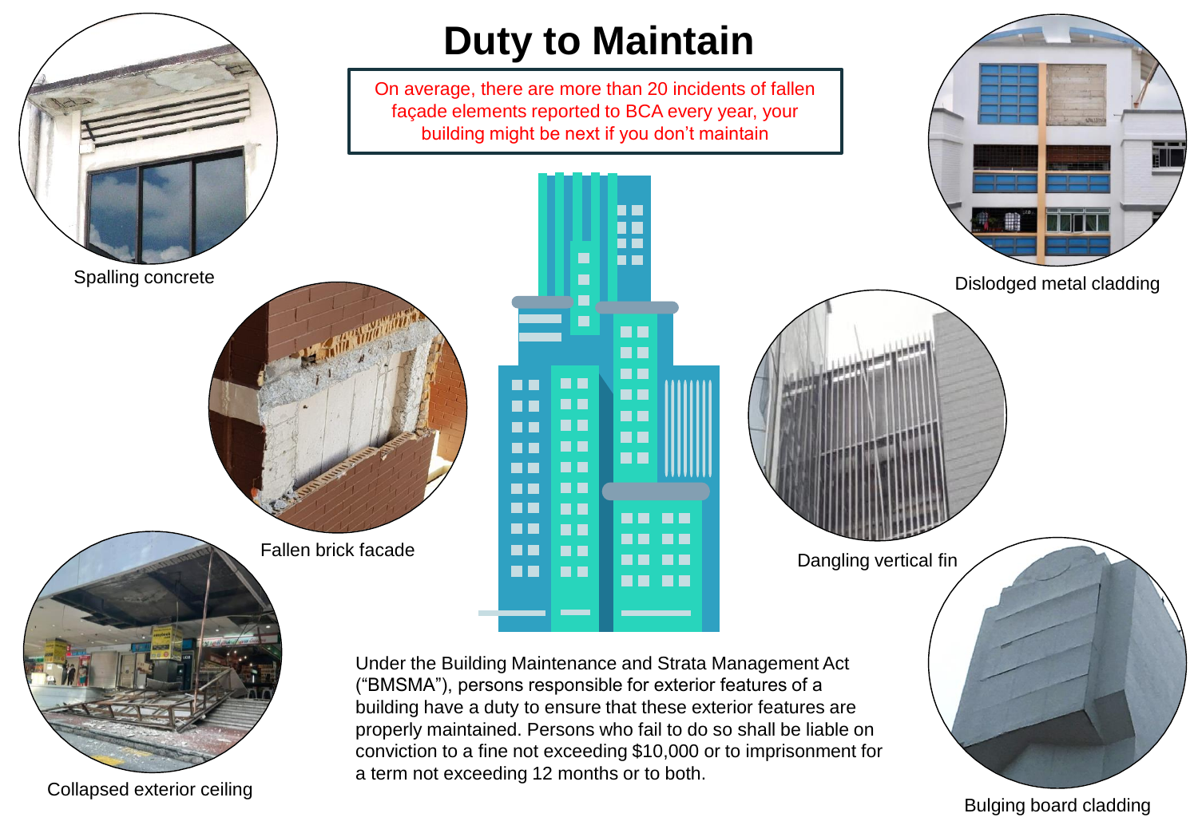# Duty to Maintain

On average, there are more than 20 incidents of fallen façade elements reported to BCA every year, your building might be next if you don't maintain

Spalling concrete

Dislodged metal cladding

Fallen brick facade

Dangling vertical fin

Collapsed exterior ceiling

Bulging board cladding

Under the Building Maintenance and Strata Management Act ("BMSMA"), persons responsible for exterior features of a building have a duty to ensure that these exterior features are properly maintained. Persons who fail to do so shall be liable on conviction to a fine not exceeding $10,000 or to imprisonment for a term not exceeding 12 months or to both.